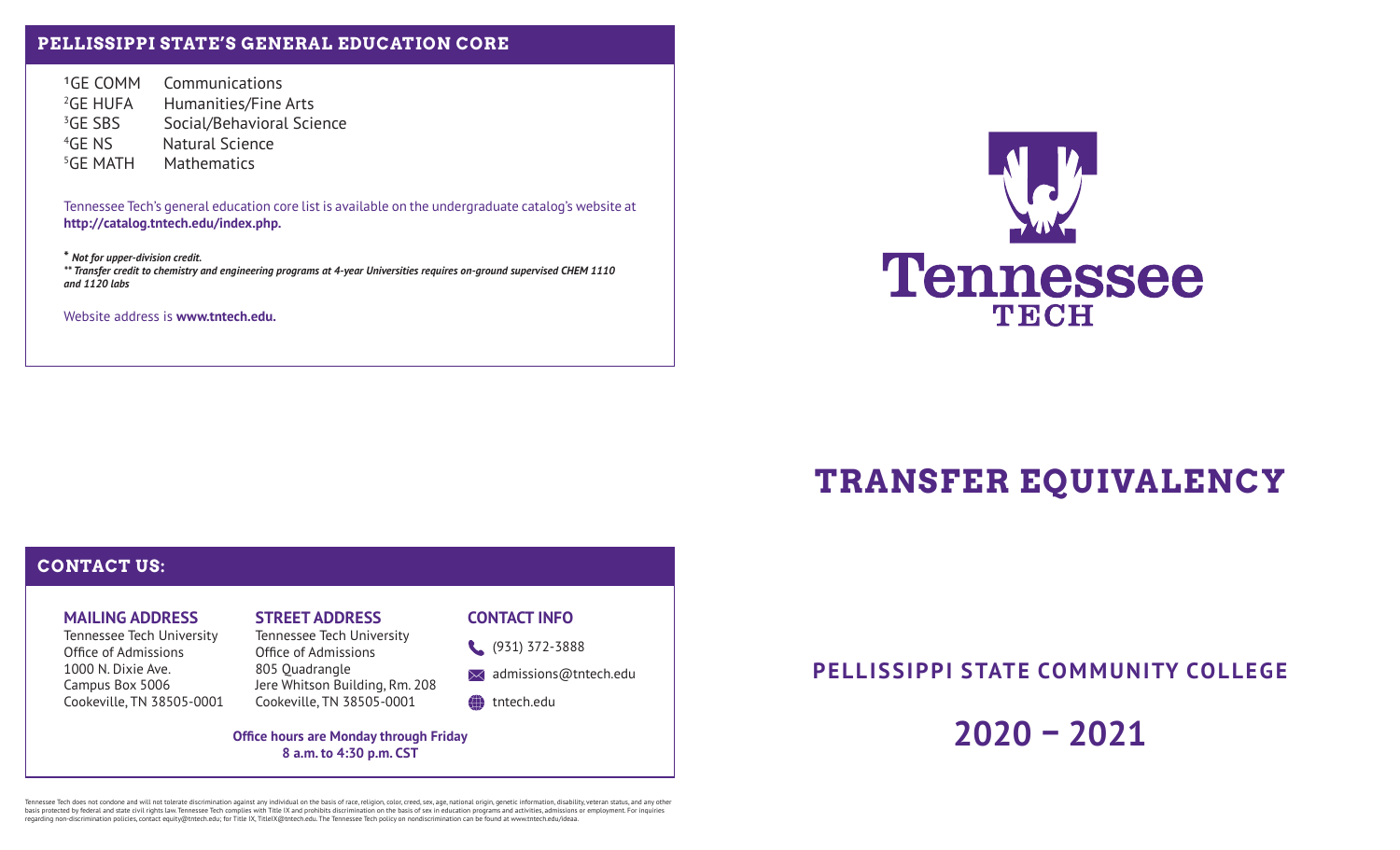## PELLISSIPPI STATE'S GENERAL EDUCATION CORE

[1]GE COMM Communications
[2]GE HUFA Humanities/Fine Arts
[3]GE SBS Social/Behavioral Science
[4]GE NS Natural Science
[5]GE MATH Mathematics

Tennessee Tech's general education core list is available on the undergraduate catalog's website at **http://catalog.tntech.edu/index.php.**

*\* Not for upper-division credit.*
*\*\* Transfer credit to chemistry and engineering programs at 4-year Universities requires on-ground supervised CHEM 1110 and 1120 labs*

Website address is **www.tntech.edu.**

## CONTACT US:

### MAILING ADDRESS

Tennessee Tech University
Office of Admissions
1000 N. Dixie Ave.
Campus Box 5006
Cookeville, TN 38505-0001

### STREET ADDRESS

Tennessee Tech University
Office of Admissions
805 Quadrangle
Jere Whitson Building, Rm. 208
Cookeville, TN 38505-0001

### CONTACT INFO

(931) 372-3888
admissions@tntech.edu
tntech.edu

**Office hours are Monday through Friday 8 a.m. to 4:30 p.m. CST**

Tennessee Tech does not condone and will not tolerate discrimination against any individual on the basis of race, religion, color, creed, sex, age, national origin, genetic information, disability, veteran status, and any other basis protected by federal and state civil rights law. Tennessee Tech complies with Title IX and prohibits discrimination on the basis of sex in education programs and activities, admissions or employment. For inquiries regarding non-discrimination policies, contact equity@tntech.edu; for Title IX, TitleIX@tntech.edu. The Tennessee Tech policy on nondiscrimination can be found at www.tntech.edu/ideaa.

Tennessee TECH

# TRANSFER EQUIVALENCY

## PELLISSIPPI STATE COMMUNITY COLLEGE

## 2020 – 2021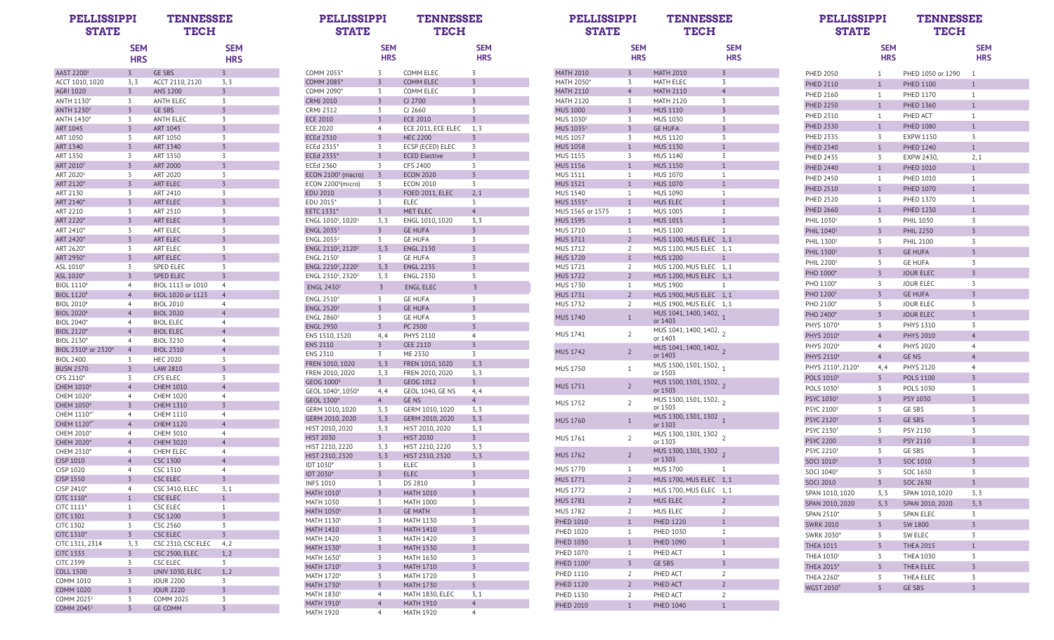| PELLISSIPPI STATE | SEM HRS | TENNESSEE TECH | SEM HRS |
|---|---|---|---|
| AAST 2200[5] | 3 | GE SBS | 3 |
| ACCT 1010, 1020 | 3, 3 | ACCT 2110, 2120 | 3, 3 |
| AGRI 1020 | 3 | ANS 1200 | 3 |
| ANTH 1130* | 3 | ANTH ELEC | 3 |
| ANTH 1230[5] | 3 | GE SBS | 3 |
| ANTH 1430* | 3 | ANTH ELEC | 3 |
| ART 1045 | 3 | ART 1045 | 3 |
| ART 1050 | 3 | ART 1050 | 3 |
| ART 1340 | 3 | ART 1340 | 3 |
| ART 1350 | 3 | ART 1350 | 3 |
| ART 2010[2] | 3 | ART 2000 | 3 |
| ART 2020[2] | 3 | ART 2020 | 3 |
| ART 2120* | 3 | ART ELEC | 3 |
| ART 2130 | 3 | ART 2410 | 3 |
| ART 2140* | 3 | ART ELEC | 3 |
| ART 2210 | 3 | ART 2510 | 3 |
| ART 2220* | 3 | ART ELEC | 3 |
| ART 2410* | 3 | ART ELEC | 3 |
| ART 2420* | 3 | ART ELEC | 3 |
| ART 2620* | 3 | ART ELEC | 3 |
| ART 2950* | 3 | ART ELEC | 3 |
| ASL 1010* | 3 | SPED ELEC | 3 |
| ASL 1020* | 3 | SPED ELEC | 3 |
| BIOL 1110[4] | 4 | BIOL 1113 or 1010 | 4 |
| BIOL 1120[4] | 4 | BIOL 1020 or 1123 | 4 |
| BIOL 2010[4] | 4 | BIOL 2010 | 4 |
| BIOL 2020[4] | 4 | BIOL 2020 | 4 |
| BIOL 2040* | 4 | BIOL ELEC | 4 |
| BIOL 2120* | 4 | BIOL ELEC | 4 |
| BIOL 2130* | 4 | BIOL 3230 | 4 |
| BIOL 2310[4] or 2320[4] | 4 | BIOL 2310 | 4 |
| BIOL 2400 | 3 | HEC 2020 | 3 |
| BUSN 2370 | 3 | LAW 2810 | 3 |
| CFS 2110* | 3 | CFS ELEC | 3 |
| CHEM 1010[4] | 4 | CHEM 1010 | 4 |
| CHEM 1020[4] | 4 | CHEM 1020 | 4 |
| CHEM 1050[4] | 3 | CHEM 1310 | 3 |
| CHEM 1110[4*] | 4 | CHEM 1110 | 4 |
| CHEM 1120[4*] | 4 | CHEM 1120 | 4 |
| CHEM 2010* | 4 | CHEM 3010 | 4 |
| CHEM 2020* | 4 | CHEM 3020 | 4 |
| CHEM 2310* | 4 | CHEM ELEC | 4 |
| CISP 1010 | 4 | CSC 1300 | 4 |
| CISP 1020 | 4 | CSC 1310 | 4 |
| CISP 1550 | 3 | CSC ELEC | 3 |
| CISP 2410* | 4 | CSC 3410, ELEC | 3, 1 |
| CITC 1110* | 1 | CSC ELEC | 1 |
| CITC 1111* | 1 | CSC ELEC | 1 |
| CITC 1301 | 3 | CSC 1200 | 3 |
| CITC 1302 | 3 | CSC 2560 | 3 |
| CITC 1310* | 3 | CSC ELEC | 3 |
| CITC 1311, 2314 | 3, 3 | CSC 2310, CSC ELEC | 4, 2 |
| CITC 1333 | 3 | CSC 2500, ELEC | 1, 2 |
| CITC 2399 | 3 | CSC ELEC | 3 |
| COLL 1500 | 3 | UNIV 1030, ELEC | 1, 2 |
| COMM 1010 | 3 | JOUR 2200 | 3 |
| COMM 1020 | 3 | JOUR 2220 | 3 |
| COMM 2025[1] | 3 | COMM 2025 | 3 |
| COMM 2045[1] | 3 | GE COMM | 3 |
| COMM 2055* | 3 | COMM ELEC | 3 |
| COMM 2085* | 3 | COMM ELEC | 3 |
| COMM 2090* | 3 | COMM ELEC | 3 |
| CRMJ 2010 | 3 | CJ 2700 | 3 |
| CRMJ 2312 | 3 | CJ 2660 | 3 |
| ECE 2010 | 3 | ECE 2010 | 3 |
| ECE 2020 | 4 | ECE 2011, ECE ELEC | 1, 3 |
| ECEd 2310 | 3 | HEC 2200 | 3 |
| ECEd 2315* | 3 | ECSP (ECED) ELEC | 3 |
| ECEd 2335* | 3 | ECED Elective | 3 |
| ECEd 2360 | 3 | CFS 2400 | 3 |
| ECON 2100[5] (macro) | 3 | ECON 2020 | 3 |
| ECON 2200[5] (micro) | 3 | ECON 2010 | 3 |
| EDU 2010 | 3 | FOED 2011, ELEC | 2, 1 |
| EDU 2015* | 3 | ELEC | 3 |
| EETC 1331* | 3 | MET ELEC | 4 |
| ENGL 1010[1], 1020[1] | 3, 3 | ENGL 1010, 1020 | 3, 3 |
| ENGL 2035[2] | 3 | GE HUFA | 3 |
| ENGL 2055[2] | 3 | GE HUFA | 3 |
| ENGL 2110[2], 2120[2] | 3, 3 | ENGL 2130 | 3 |
| ENGL 2150[2] | 3 | GE HUFA | 3 |
| ENGL 2210[2], 2220[2] | 3, 3 | ENGL 2235 | 3 |
| ENGL 2310[2], 2320[2] | 3, 3 | ENGL 2330 | 3 |
| ENGL 2430[2] | 3 | ENGL ELEC | 3 |
| ENGL 2510[2] | 3 | GE HUFA | 3 |
| ENGL 2520[2] | 3 | GE HUFA | 3 |
| ENGL 2860[2] | 3 | GE HUFA | 3 |
| ENGL 2950 | 3 | PC 2500 | 3 |
| ENS 1510, 1520 | 4, 4 | PHYS 2110 | 4 |
| ENS 2110 | 3 | CEE 2110 | 3 |
| ENS 2310 | 3 | ME 2330 | 3 |
| FREN 1010, 1020 | 3, 3 | FREN 1010, 1020 | 3, 3 |
| FREN 2010, 2020 | 3, 3 | FREN 2010, 2020 | 3, 3 |
| GEOG 1000[5] | 3 | GEOG 1012 | 3 |
| GEOL 1040[4], 1050[4] | 4, 4 | GEOL 1040, GE NS | 4, 4 |
| GEOL 1300[4] | 4 | GE NS | 4 |
| GERM 1010, 1020 | 3, 3 | GERM 1010, 1020 | 3, 3 |
| GERM 2010, 2020 | 3, 3 | GERM 2010, 2020 | 3, 3 |
| HIST 2010, 2020 | 3, 3 | HIST 2010, 2020 | 3, 3 |
| HIST 2030 | 3 | HIST 2030 | 3 |
| HIST 2210, 2220 | 3, 3 | HIST 2210, 2220 | 3, 3 |
| HIST 2310, 2320 | 3, 3 | HIST 2310, 2320 | 3, 3 |
| IDT 1030* | 3 | ELEC | 3 |
| IDT 2030* | 3 | ELEC | 3 |
| INFS 1010 | 3 | DS 2810 | 3 |
| MATH 1010[3] | 3 | MATH 1010 | 3 |
| MATH 1030 | 3 | MATH 1000 | 3 |
| MATH 1050[3] | 3 | GE MATH | 3 |
| MATH 1130[3] | 3 | MATH 1130 | 3 |
| MATH 1410 | 3 | MATH 1410 | 3 |
| MATH 1420 | 3 | MATH 1420 | 3 |
| MATH 1530[3] | 3 | MATH 1530 | 3 |
| MATH 1630[3] | 3 | MATH 1630 | 3 |
| MATH 1710[3] | 3 | MATH 1710 | 3 |
| MATH 1720[3] | 3 | MATH 1720 | 3 |
| MATH 1730[3] | 5 | MATH 1730 | 5 |
| MATH 1830[3] | 4 | MATH 1830, ELEC | 3, 1 |
| MATH 1910[3] | 4 | MATH 1910 | 4 |
| MATH 1920 | 4 | MATH 1920 | 4 |
| MATH 2010 | 3 | MATH 2010 | 3 |
| MATH 2050* | 3 | MATH ELEC | 3 |
| MATH 2110 | 4 | MATH 2110 | 4 |
| MATH 2120 | 3 | MATH 2120 | 3 |
| MUS 1000 | 3 | MUS 1110 | 3 |
| MUS 1030[2] | 3 | MUS 1030 | 3 |
| MUS 1035[2] | 3 | GE HUFA | 3 |
| MUS 1057 | 3 | MUS 1120 | 3 |
| MUS 1058 | 1 | MUS 1130 | 1 |
| MUS 1155 | 3 | MUS 1140 | 3 |
| MUS 1156 | 1 | MUS 1150 | 1 |
| MUS 1511 | 1 | MUS 1070 | 1 |
| MUS 1521 | 1 | MUS 1070 | 1 |
| MUS 1540 | 1 | MUS 1090 | 1 |
| MUS 1555* | 1 | MUS ELEC | 1 |
| MUS 1565 or 1575 | 1 | MUS 1005 | 1 |
| MUS 1595 | 1 | MUS 1015 | 1 |
| MUS 1710 | 1 | MUS 1100 | 1 |
| MUS 1711 | 2 | MUS 1100, MUS ELEC | 1, 1 |
| MUS 1712 | 2 | MUS 1100, MUS ELEC | 1, 1 |
| MUS 1720 | 1 | MUS 1200 | 1 |
| MUS 1721 | 2 | MUS 1200, MUS ELEC | 1, 1 |
| MUS 1722 | 2 | MUS 1200, MUS ELEC | 1, 1 |
| MUS 1730 | 1 | MUS 1900 | 1 |
| MUS 1731 | 2 | MUS 1900, MUS ELEC | 1, 1 |
| MUS 1732 | 2 | MUS 1900, MUS ELEC | 1, 1 |
| MUS 1740 | 1 | MUS 1041, 1400, 1402, or 1403 | 1 |
| MUS 1741 | 2 | MUS 1041, 1400, 1402, or 1403 | 2 |
| MUS 1742 | 2 | MUS 1041, 1400, 1402, or 1403 | 2 |
| MUS 1750 | 1 | MUS 1500, 1501, 1502, or 1503 | 1 |
| MUS 1751 | 2 | MUS 1500, 1501, 1502, or 1503 | 2 |
| MUS 1752 | 2 | MUS 1500, 1501, 1502, or 1503 | 2 |
| MUS 1760 | 1 | MUS 1300, 1301, 1302 or 1303 | 1 |
| MUS 1761 | 2 | MUS 1300, 1301, 1302 or 1303 | 2 |
| MUS 1762 | 2 | MUS 1300, 1301, 1302 or 1303 | 2 |
| MUS 1770 | 1 | MUS 1700 | 1 |
| MUS 1771 | 2 | MUS 1700, MUS ELEC | 1, 1 |
| MUS 1772 | 2 | MUS 1700, MUS ELEC | 1, 1 |
| MUS 1781 | 2 | MUS ELEC | 2 |
| MUS 1782 | 2 | MUS ELEC | 2 |
| PHED 1010 | 1 | PHED 1220 | 1 |
| PHED 1020 | 1 | PHED 1030 | 1 |
| PHED 1030 | 1 | PHED 1090 | 1 |
| PHED 1070 | 1 | PHED ACT | 1 |
| PHED 1100[5] | 3 | GE SBS | 3 |
| PHED 1110 | 2 | PHED ACT | 2 |
| PHED 1120 | 2 | PHED ACT | 2 |
| PHED 1130 | 2 | PHED ACT | 2 |
| PHED 2010 | 1 | PHED 1040 | 1 |
| PHED 2050 | 1 | PHED 1050 or 1290 | 1 |
| PHED 2110 | 1 | PHED 1100 | 1 |
| PHED 2160 | 1 | PHED 1170 | 1 |
| PHED 2250 | 1 | PHED 1360 | 1 |
| PHED 2310 | 1 | PHED ACT | 1 |
| PHED 2330 | 1 | PHED 1080 | 1 |
| PHED 2335 | 3 | EXPW 1150 | 3 |
| PHED 2340 | 1 | PHED 1240 | 1 |
| PHED 2435 | 3 | EXPW 2430, | 2, 1 |
| PHED 2440 | 1 | PHED 1010 | 1 |
| PHED 2450 | 1 | PHED 1010 | 1 |
| PHED 2510 | 1 | PHED 1070 | 1 |
| PHED 2520 | 1 | PHED 1370 | 1 |
| PHED 2660 | 1 | PHED 1230 | 1 |
| PHIL 1030[2] | 3 | PHIL 1030 | 3 |
| PHIL 1040[2] | 3 | PHIL 2250 | 3 |
| PHIL 1300[2] | 3 | PHIL 2100 | 3 |
| PHIL 1500[2] | 3 | GE HUFA | 3 |
| PHIL 2200[2] | 3 | GE HUFA | 3 |
| PHO 1000* | 3 | JOUR ELEC | 3 |
| PHO 1100* | 3 | JOUR ELEC | 3 |
| PHO 1200[2] | 3 | GE HUFA | 3 |
| PHO 2100* | 3 | JOUR ELEC | 3 |
| PHO 2400* | 3 | JOUR ELEC | 3 |
| PHYS 1070[4] | 3 | PHYS 1310 | 3 |
| PHYS 2010[4] | 4 | PHYS 2010 | 4 |
| PHYS 2020[4] | 4 | PHYS 2020 | 4 |
| PHYS 2110[4] | 4 | GE NS | 4 |
| PHYS 2110[4], 2120[4] | 4, 4 | PHYS 2120 | 4 |
| POLS 1010[5] | 3 | POLS 1100 | 3 |
| POLS 1030[5] | 3 | POLS 1030 | 3 |
| PSYC 1030[5] | 3 | PSY 1030 | 3 |
| PSYC 2100[5] | 3 | GE SBS | 3 |
| PSYC 2120[5] | 3 | GE SBS | 3 |
| PSYC 2130[5] | 3 | PSY 2130 | 3 |
| PSYC 2200 | 3 | PSY 2110 | 3 |
| PSYC 2210[5] | 3 | GE SBS | 3 |
| SOCI 1010[5] | 3 | SOC 1010 | 3 |
| SOCI 1040[5] | 3 | SOC 1650 | 3 |
| SOCI 2010 | 3 | SOC 2630 | 3 |
| SPAN 1010, 1020 | 3, 3 | SPAN 1010, 1020 | 3, 3 |
| SPAN 2010, 2020 | 3, 3 | SPAN 2010, 2020 | 3, 3 |
| SPAN 2510* | 3 | SPAN ELEC | 3 |
| SWRK 2010 | 3 | SW 1800 | 3 |
| SWRK 2030* | 3 | SW ELEC | 3 |
| THEA 1015 | 3 | THEA 2015 | 1 |
| THEA 1030[2] | 3 | THEA 1030 | 3 |
| THEA 2015* | 3 | THEA ELEC | 3 |
| THEA 2260* | 3 | THEA ELEC | 3 |
| WGST 2050[5] | 3 | GE SBS | 3 |